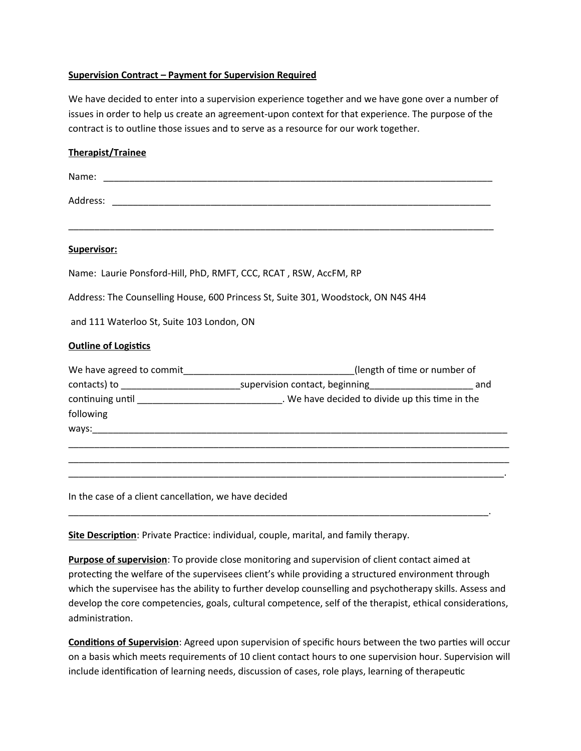**Supervision Contract – Payment for Supervision Required**

We have decided to enter into a supervision experience together and we have gone over a number of issues in order to help us create an agreement-upon context for that experience. The purpose of the contract is to outline those issues and to serve as a resource for our work together.

**Therapist/Trainee**

Name: ______________________________________________________________________________

Address: ____________________________________________________________________________

_____________________________________________________________________________________

**Supervisor:**

Name: Laurie Ponsford-Hill, PhD, RMFT, CCC, RCAT , RSW, AccFM, RP

Address: The Counselling House, 600 Princess St, Suite 301, Woodstock, ON N4S 4H4

and 111 Waterloo St, Suite 103 London, ON

**Outline of Logistics**

We have agreed to commit_________________________________(length of time or number of contacts) to _______________________supervision contact, beginning____________________ and continuing until ____________________________. We have decided to divide up this time in the following ways:_____________________________________________________________________________________
_____________________________________________________________________________________
_____________________________________________________________________________________
_____________________________________________________________________________________.

In the case of a client cancellation, we have decided _____________________________________________________________________________________.

**Site Description**: Private Practice: individual, couple, marital, and family therapy.

**Purpose of supervision**: To provide close monitoring and supervision of client contact aimed at protecting the welfare of the supervisees client's while providing a structured environment through which the supervisee has the ability to further develop counselling and psychotherapy skills. Assess and develop the core competencies, goals, cultural competence, self of the therapist, ethical considerations, administration.

**Conditions of Supervision**: Agreed upon supervision of specific hours between the two parties will occur on a basis which meets requirements of 10 client contact hours to one supervision hour. Supervision will include identification of learning needs, discussion of cases, role plays, learning of therapeutic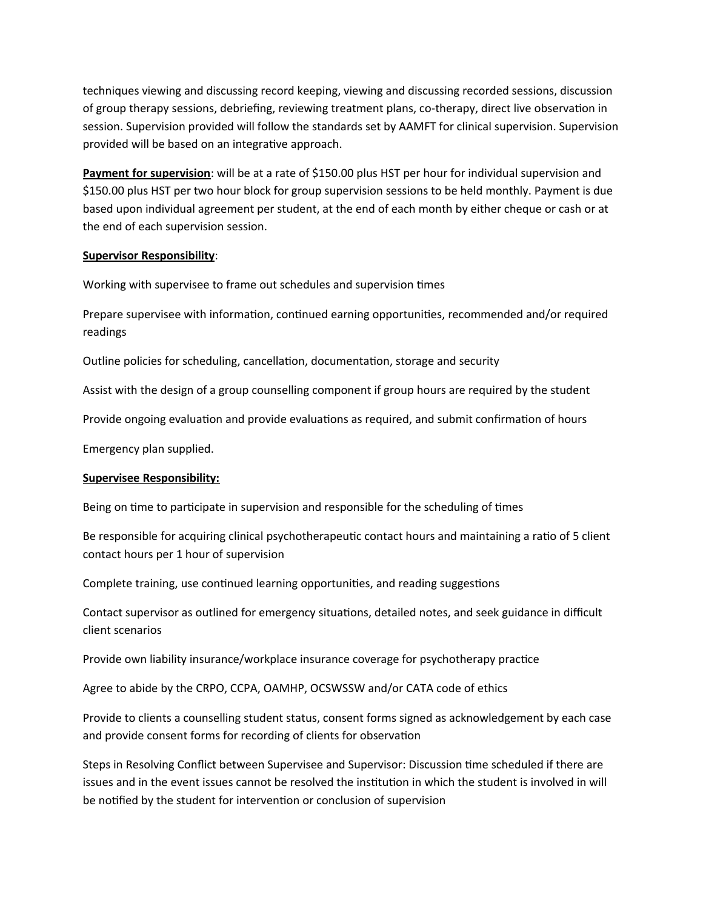techniques viewing and discussing record keeping, viewing and discussing recorded sessions, discussion of group therapy sessions, debriefing, reviewing treatment plans, co-therapy, direct live observation in session. Supervision provided will follow the standards set by AAMFT for clinical supervision. Supervision provided will be based on an integrative approach.

**Payment for supervision**: will be at a rate of $150.00 plus HST per hour for individual supervision and $150.00 plus HST per two hour block for group supervision sessions to be held monthly. Payment is due based upon individual agreement per student, at the end of each month by either cheque or cash or at the end of each supervision session.

**Supervisor Responsibility**:

Working with supervisee to frame out schedules and supervision times

Prepare supervisee with information, continued earning opportunities, recommended and/or required readings

Outline policies for scheduling, cancellation, documentation, storage and security

Assist with the design of a group counselling component if group hours are required by the student

Provide ongoing evaluation and provide evaluations as required, and submit confirmation of hours

Emergency plan supplied.

**Supervisee Responsibility:**

Being on time to participate in supervision and responsible for the scheduling of times

Be responsible for acquiring clinical psychotherapeutic contact hours and maintaining a ratio of 5 client contact hours per 1 hour of supervision

Complete training, use continued learning opportunities, and reading suggestions

Contact supervisor as outlined for emergency situations, detailed notes, and seek guidance in difficult client scenarios

Provide own liability insurance/workplace insurance coverage for psychotherapy practice

Agree to abide by the CRPO, CCPA, OAMHP, OCSWSSW and/or CATA code of ethics

Provide to clients a counselling student status, consent forms signed as acknowledgement by each case and provide consent forms for recording of clients for observation

Steps in Resolving Conflict between Supervisee and Supervisor: Discussion time scheduled if there are issues and in the event issues cannot be resolved the institution in which the student is involved in will be notified by the student for intervention or conclusion of supervision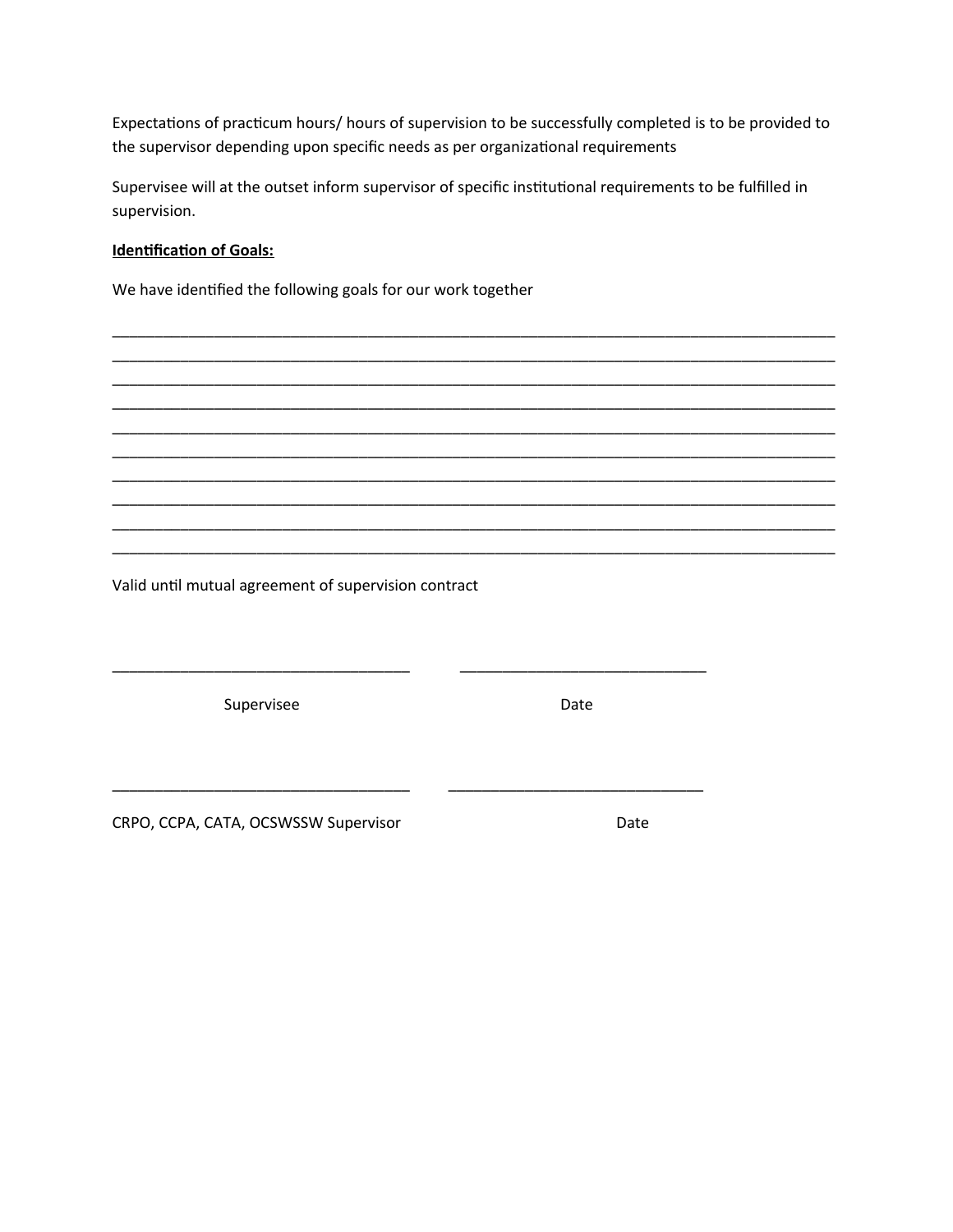Expectations of practicum hours/ hours of supervision to be successfully completed is to be provided to the supervisor depending upon specific needs as per organizational requirements

Supervisee will at the outset inform supervisor of specific institutional requirements to be fulfilled in supervision.

**Identification of Goals:**

We have identified the following goals for our work together

\_\_\_\_\_\_\_\_\_\_\_\_\_\_\_\_\_\_\_\_\_\_\_\_\_\_\_\_\_\_\_\_\_\_\_\_\_\_\_\_\_\_\_\_\_\_\_\_\_\_\_\_\_\_\_\_\_\_\_\_\_\_\_\_\_\_\_\_\_\_\_\_\_\_\_\_\_\_\_\_\_\_\_\_\_\_\_\_

\_\_\_\_\_\_\_\_\_\_\_\_\_\_\_\_\_\_\_\_\_\_\_\_\_\_\_\_\_\_\_\_\_\_\_\_\_\_\_\_\_\_\_\_\_\_\_\_\_\_\_\_\_\_\_\_\_\_\_\_\_\_\_\_\_\_\_\_\_\_\_\_\_\_\_\_\_\_\_\_\_\_\_\_\_\_\_\_

\_\_\_\_\_\_\_\_\_\_\_\_\_\_\_\_\_\_\_\_\_\_\_\_\_\_\_\_\_\_\_\_\_\_\_\_\_\_\_\_\_\_\_\_\_\_\_\_\_\_\_\_\_\_\_\_\_\_\_\_\_\_\_\_\_\_\_\_\_\_\_\_\_\_\_\_\_\_\_\_\_\_\_\_\_\_\_\_

\_\_\_\_\_\_\_\_\_\_\_\_\_\_\_\_\_\_\_\_\_\_\_\_\_\_\_\_\_\_\_\_\_\_\_\_\_\_\_\_\_\_\_\_\_\_\_\_\_\_\_\_\_\_\_\_\_\_\_\_\_\_\_\_\_\_\_\_\_\_\_\_\_\_\_\_\_\_\_\_\_\_\_\_\_\_\_\_

\_\_\_\_\_\_\_\_\_\_\_\_\_\_\_\_\_\_\_\_\_\_\_\_\_\_\_\_\_\_\_\_\_\_\_\_\_\_\_\_\_\_\_\_\_\_\_\_\_\_\_\_\_\_\_\_\_\_\_\_\_\_\_\_\_\_\_\_\_\_\_\_\_\_\_\_\_\_\_\_\_\_\_\_\_\_\_\_

\_\_\_\_\_\_\_\_\_\_\_\_\_\_\_\_\_\_\_\_\_\_\_\_\_\_\_\_\_\_\_\_\_\_\_\_\_\_\_\_\_\_\_\_\_\_\_\_\_\_\_\_\_\_\_\_\_\_\_\_\_\_\_\_\_\_\_\_\_\_\_\_\_\_\_\_\_\_\_\_\_\_\_\_\_\_\_\_

\_\_\_\_\_\_\_\_\_\_\_\_\_\_\_\_\_\_\_\_\_\_\_\_\_\_\_\_\_\_\_\_\_\_\_\_\_\_\_\_\_\_\_\_\_\_\_\_\_\_\_\_\_\_\_\_\_\_\_\_\_\_\_\_\_\_\_\_\_\_\_\_\_\_\_\_\_\_\_\_\_\_\_\_\_\_\_\_

\_\_\_\_\_\_\_\_\_\_\_\_\_\_\_\_\_\_\_\_\_\_\_\_\_\_\_\_\_\_\_\_\_\_\_\_\_\_\_\_\_\_\_\_\_\_\_\_\_\_\_\_\_\_\_\_\_\_\_\_\_\_\_\_\_\_\_\_\_\_\_\_\_\_\_\_\_\_\_\_\_\_\_\_\_\_\_\_

\_\_\_\_\_\_\_\_\_\_\_\_\_\_\_\_\_\_\_\_\_\_\_\_\_\_\_\_\_\_\_\_\_\_\_\_\_\_\_\_\_\_\_\_\_\_\_\_\_\_\_\_\_\_\_\_\_\_\_\_\_\_\_\_\_\_\_\_\_\_\_\_\_\_\_\_\_\_\_\_\_\_\_\_\_\_\_\_

\_\_\_\_\_\_\_\_\_\_\_\_\_\_\_\_\_\_\_\_\_\_\_\_\_\_\_\_\_\_\_\_\_\_\_\_\_\_\_\_\_\_\_\_\_\_\_\_\_\_\_\_\_\_\_\_\_\_\_\_\_\_\_\_\_\_\_\_\_\_\_\_\_\_\_\_\_\_\_\_\_\_\_\_\_\_\_\_

Valid until mutual agreement of supervision contract

\_\_\_\_\_\_\_\_\_\_\_\_\_\_\_\_\_\_\_\_\_\_\_\_\_\_\_\_\_\_\_\_\_\_\_\_ \_\_\_\_\_\_\_\_\_\_\_\_\_\_\_\_\_\_\_\_\_\_\_\_\_\_\_\_\_\_

Supervisee Date

\_\_\_\_\_\_\_\_\_\_\_\_\_\_\_\_\_\_\_\_\_\_\_\_\_\_\_\_\_\_\_\_\_\_\_\_ \_\_\_\_\_\_\_\_\_\_\_\_\_\_\_\_\_\_\_\_\_\_\_\_\_\_\_\_\_\_

CRPO, CCPA, CATA, OCSWSSW Supervisor Date